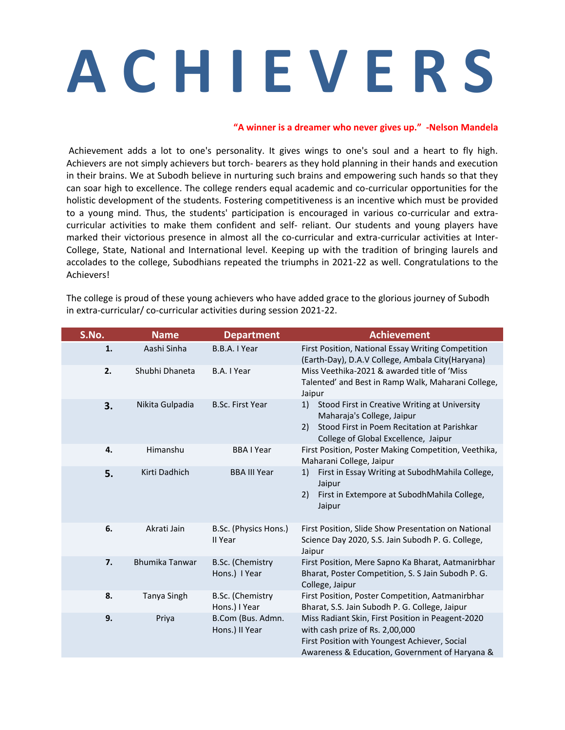# A C H I E V E R S

**"A winner is a dreamer who never gives up." -Nelson Mandela**

Achievement adds a lot to one's personality. It gives wings to one's soul and a heart to fly high. Achievers are not simply achievers but torch- bearers as they hold planning in their hands and execution in their brains. We at Subodh believe in nurturing such brains and empowering such hands so that they can soar high to excellence. The college renders equal academic and co-curricular opportunities for the holistic development of the students. Fostering competitiveness is an incentive which must be provided to a young mind. Thus, the students' participation is encouraged in various co-curricular and extra-curricular activities to make them confident and self- reliant. Our students and young players have marked their victorious presence in almost all the co-curricular and extra-curricular activities at Inter-College, State, National and International level. Keeping up with the tradition of bringing laurels and accolades to the college, Subodhians repeated the triumphs in 2021-22 as well. Congratulations to the Achievers!

The college is proud of these young achievers who have added grace to the glorious journey of Subodh in extra-curricular/ co-curricular activities during session 2021-22.

| S.No. | Name | Department | Achievement |
|---|---|---|---|
| 1. | Aashi Sinha | B.B.A. I Year | First Position, National Essay Writing Competition (Earth-Day), D.A.V College, Ambala City(Haryana) |
| 2. | Shubhi Dhaneta | B.A. I Year | Miss Veethika-2021 & awarded title of 'Miss Talented' and Best in Ramp Walk, Maharani College, Jaipur |
| 3. | Nikita Gulpadia | B.Sc. First Year | 1) Stood First in Creative Writing at University Maharaja's College, Jaipur<br>2) Stood First in Poem Recitation at Parishkar College of Global Excellence, Jaipur |
| 4. | Himanshu | BBA I Year | First Position, Poster Making Competition, Veethika, Maharani College, Jaipur |
| 5. | Kirti Dadhich | BBA III Year | 1) First in Essay Writing at SubodhMahila College, Jaipur<br>2) First in Extempore at SubodhMahila College, Jaipur |
| 6. | Akrati Jain | B.Sc. (Physics Hons.) II Year | First Position, Slide Show Presentation on National Science Day 2020, S.S. Jain Subodh P. G. College, Jaipur |
| 7. | Bhumika Tanwar | B.Sc. (Chemistry Hons.) I Year | First Position, Mere Sapno Ka Bharat, Aatmanirbhar Bharat, Poster Competition, S. S Jain Subodh P. G. College, Jaipur |
| 8. | Tanya Singh | B.Sc. (Chemistry Hons.) I Year | First Position, Poster Competition, Aatmanirbhar Bharat, S.S. Jain Subodh P. G. College, Jaipur |
| 9. | Priya | B.Com (Bus. Admn. Hons.) II Year | Miss Radiant Skin, First Position in Peagent-2020 with cash prize of Rs. 2,00,000<br>First Position with Youngest Achiever, Social Awareness & Education, Government of Haryana & |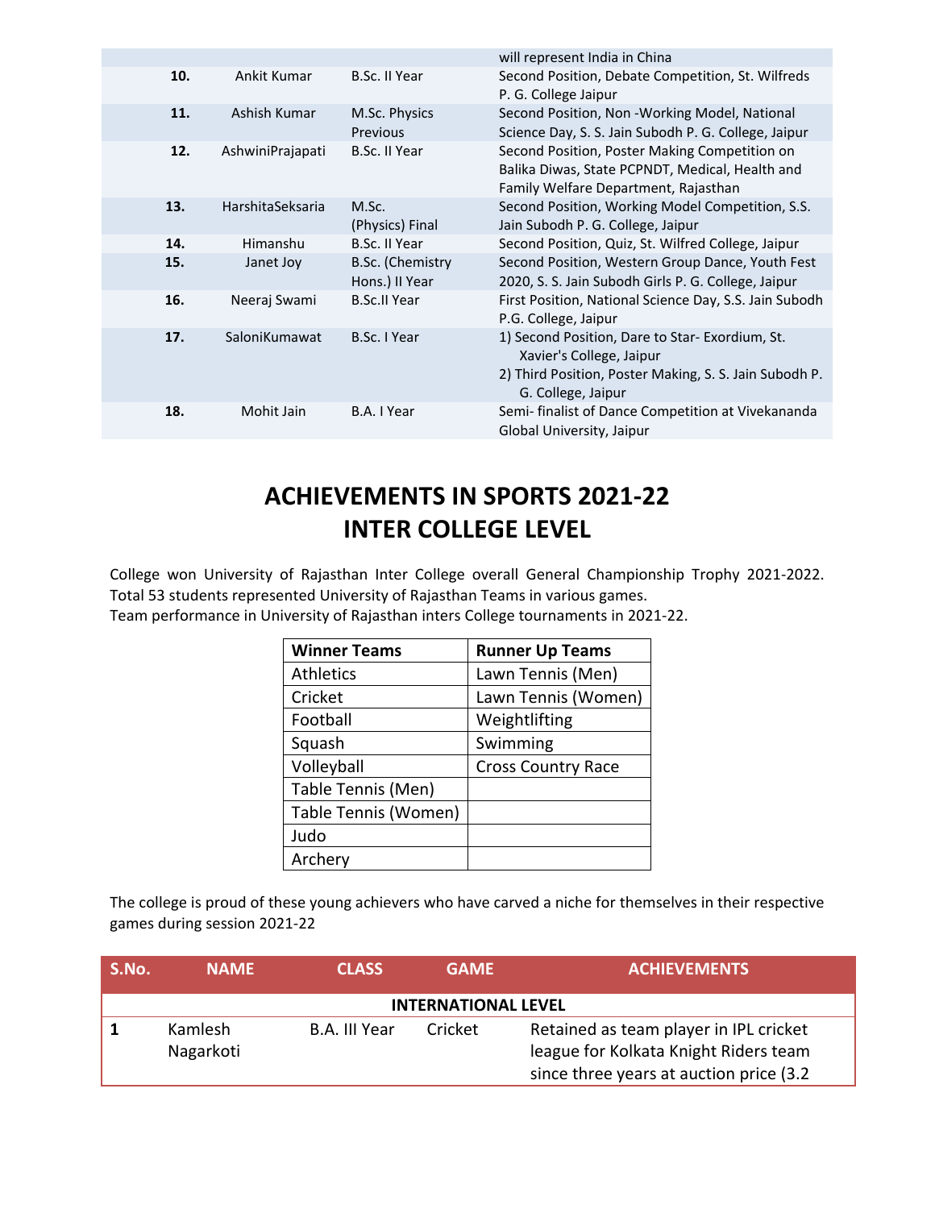| | | | will represent India in China |
|---|---|---|---|
| **10.** | Ankit Kumar | B.Sc. II Year | Second Position, Debate Competition, St. Wilfreds P. G. College Jaipur |
| **11.** | Ashish Kumar | M.Sc. Physics Previous | Second Position, Non -Working Model, National Science Day, S. S. Jain Subodh P. G. College, Jaipur |
| **12.** | AshwiniPrajapati | B.Sc. II Year | Second Position, Poster Making Competition on Balika Diwas, State PCPNDT, Medical, Health and Family Welfare Department, Rajasthan |
| **13.** | HarshitaSeksaria | M.Sc. (Physics) Final | Second Position, Working Model Competition, S.S. Jain Subodh P. G. College, Jaipur |
| **14.** | Himanshu | B.Sc. II Year | Second Position, Quiz, St. Wilfred College, Jaipur |
| **15.** | Janet Joy | B.Sc. (Chemistry Hons.) II Year | Second Position, Western Group Dance, Youth Fest 2020, S. S. Jain Subodh Girls P. G. College, Jaipur |
| **16.** | Neeraj Swami | B.Sc.II Year | First Position, National Science Day, S.S. Jain Subodh P.G. College, Jaipur |
| **17.** | SaloniKumawat | B.Sc. I Year | 1) Second Position, Dare to Star- Exordium, St. Xavier's College, Jaipur<br>2) Third Position, Poster Making, S. S. Jain Subodh P. G. College, Jaipur |
| **18.** | Mohit Jain | B.A. I Year | Semi- finalist of Dance Competition at Vivekananda Global University, Jaipur |

# ACHIEVEMENTS IN SPORTS 2021-22
# INTER COLLEGE LEVEL

College won University of Rajasthan Inter College overall General Championship Trophy 2021-2022. Total 53 students represented University of Rajasthan Teams in various games.
Team performance in University of Rajasthan inters College tournaments in 2021-22.

| Winner Teams | Runner Up Teams |
|---|---|
| Athletics | Lawn Tennis (Men) |
| Cricket | Lawn Tennis (Women) |
| Football | Weightlifting |
| Squash | Swimming |
| Volleyball | Cross Country Race |
| Table Tennis (Men) | |
| Table Tennis (Women) | |
| Judo | |
| Archery | |

The college is proud of these young achievers who have carved a niche for themselves in their respective games during session 2021-22

| S.No. | NAME | CLASS | GAME | ACHIEVEMENTS |
|---|---|---|---|---|
| | | **INTERNATIONAL LEVEL** | | |
| **1** | Kamlesh Nagarkoti | B.A. III Year | Cricket | Retained as team player in IPL cricket league for Kolkata Knight Riders team since three years at auction price (3.2 |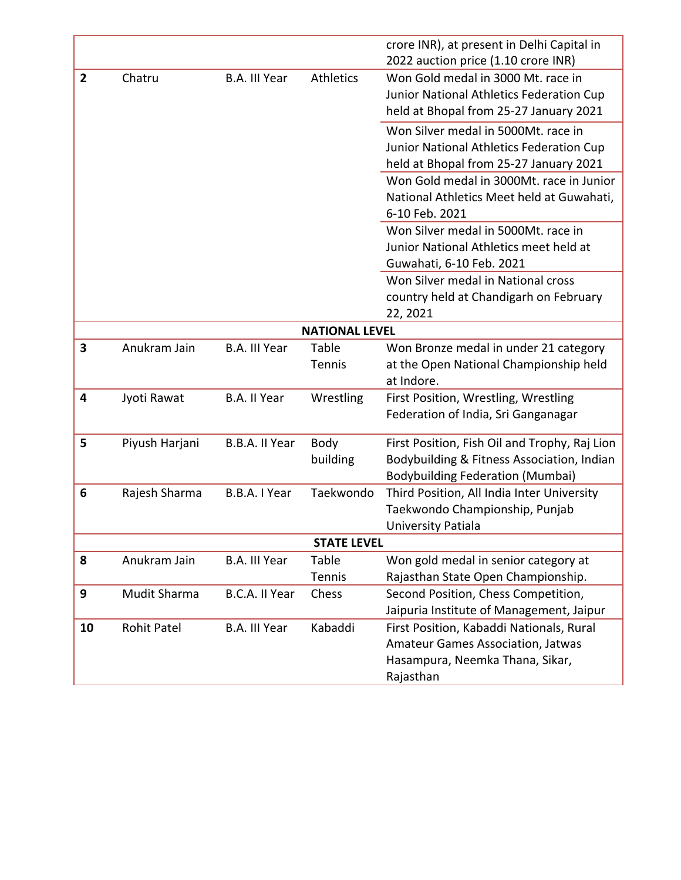| | | | | |
|---|---|---|---|---|
| | | | | crore INR), at present in Delhi Capital in 2022 auction price (1.10 crore INR) |
| **2** | Chatru | B.A. III Year | Athletics | Won Gold medal in 3000 Mt. race in Junior National Athletics Federation Cup held at Bhopal from 25-27 January 2021 |
| | | | | Won Silver medal in 5000Mt. race in Junior National Athletics Federation Cup held at Bhopal from 25-27 January 2021 |
| | | | | Won Gold medal in 3000Mt. race in Junior National Athletics Meet held at Guwahati, 6-10 Feb. 2021 |
| | | | | Won Silver medal in 5000Mt. race in Junior National Athletics meet held at Guwahati, 6-10 Feb. 2021 |
| | | | | Won Silver medal in National cross country held at Chandigarh on February 22, 2021 |
| | | **NATIONAL LEVEL** | | |
| **3** | Anukram Jain | B.A. III Year | Table Tennis | Won Bronze medal in under 21 category at the Open National Championship held at Indore. |
| **4** | Jyoti Rawat | B.A. II Year | Wrestling | First Position, Wrestling, Wrestling Federation of India, Sri Ganganagar |
| **5** | Piyush Harjani | B.B.A. II Year | Body building | First Position, Fish Oil and Trophy, Raj Lion Bodybuilding & Fitness Association, Indian Bodybuilding Federation (Mumbai) |
| **6** | Rajesh Sharma | B.B.A. I Year | Taekwondo | Third Position, All India Inter University Taekwondo Championship, Punjab University Patiala |
| | | **STATE LEVEL** | | |
| **8** | Anukram Jain | B.A. III Year | Table Tennis | Won gold medal in senior category at Rajasthan State Open Championship. |
| **9** | Mudit Sharma | B.C.A. II Year | Chess | Second Position, Chess Competition, Jaipuria Institute of Management, Jaipur |
| **10** | Rohit Patel | B.A. III Year | Kabaddi | First Position, Kabaddi Nationals, Rural Amateur Games Association, Jatwas Hasampura, Neemka Thana, Sikar, Rajasthan |